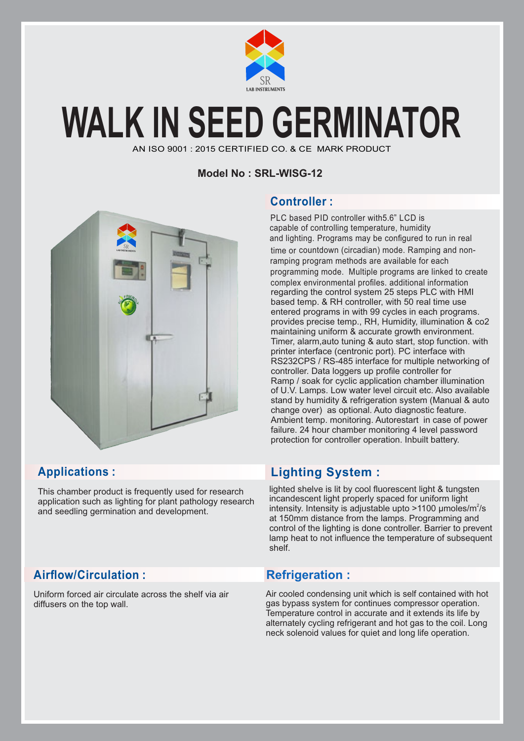# WALK IN SEED GERMINATOR

AN ISO 9001 : 2015 CERTIFIED CO. & CE MARK PRODUCT

**Model No : SRL-WISG-12**

## Controller :

PLC based PID controller with5.6" LCD is capable of controlling temperature, humidity and lighting. Programs may be configured to run in real time or countdown (circadian) mode. Ramping and non-ramping program methods are available for each programming mode. Multiple programs are linked to create complex environmental profiles. additional information regarding the control system 25 steps PLC with HMI based temp. & RH controller, with 50 real time use entered programs in with 99 cycles in each programs. provides precise temp., RH, Humidity, illumination & co2 maintaining uniform & accurate growth environment. Timer, alarm,auto tuning & auto start, stop function. with printer interface (centronic port). PC interface with RS232CPS / RS-485 interface for multiple networking of controller. Data loggers up profile controller for Ramp / soak for cyclic application chamber illumination of U.V. Lamps. Low water level circuit etc. Also available stand by humidity & refrigeration system (Manual & auto change over) as optional. Auto diagnostic feature. Ambient temp. monitoring. Autorestart in case of power failure. 24 hour chamber monitoring 4 level password protection for controller operation. Inbuilt battery.

## Applications :

This chamber product is frequently used for research application such as lighting for plant pathology research and seedling germination and development.

## Lighting System :

lighted shelve is lit by cool fluorescent light & tungsten incandescent light properly spaced for uniform light intensity. Intensity is adjustable upto >1100 μmoles/$m^2$/s at 150mm distance from the lamps. Programming and control of the lighting is done controller. Barrier to prevent lamp heat to not influence the temperature of subsequent shelf.

## Airflow/Circulation :

Uniform forced air circulate across the shelf via air diffusers on the top wall.

## Refrigeration :

Air cooled condensing unit which is self contained with hot gas bypass system for continues compressor operation. Temperature control in accurate and it extends its life by alternately cycling refrigerant and hot gas to the coil. Long neck solenoid values for quiet and long life operation.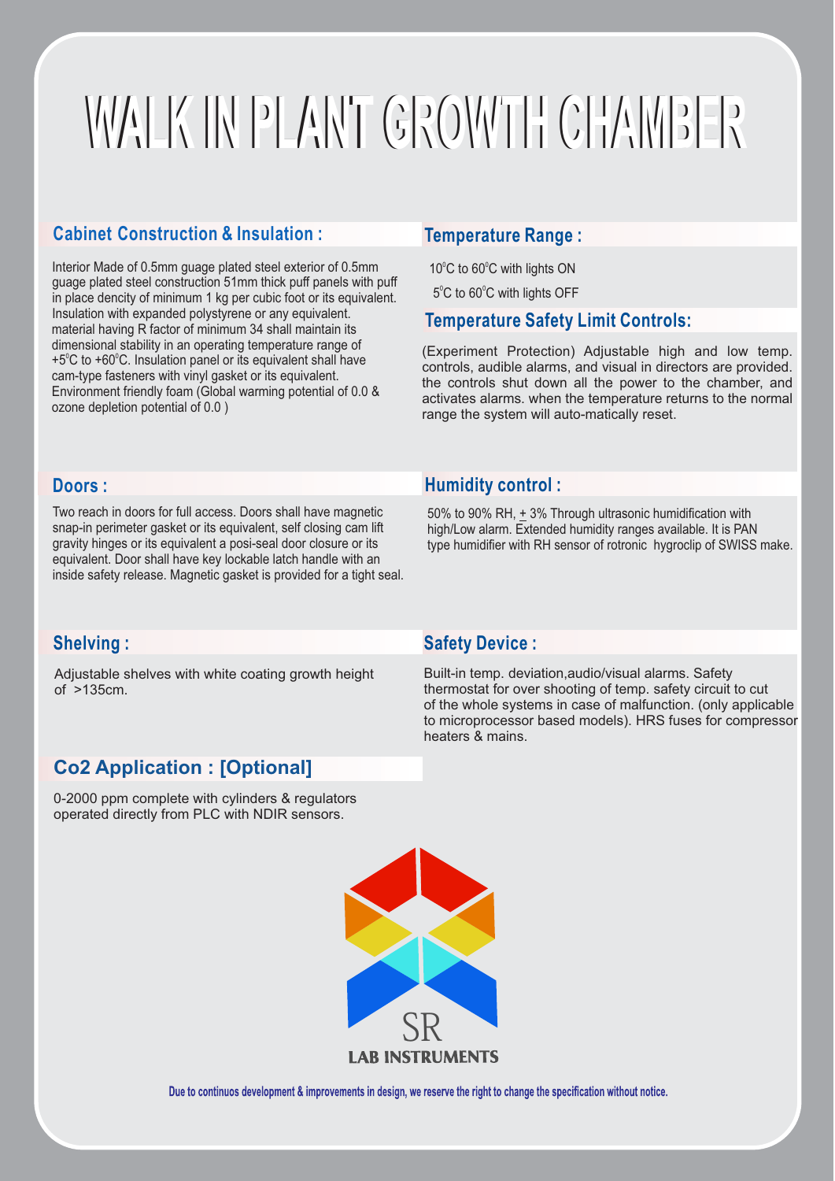# WALK IN PLANT GROWTH CHAMBER

## Cabinet Construction & Insulation :

Interior Made of 0.5mm guage plated steel exterior of 0.5mm guage plated steel construction 51mm thick puff panels with puff in place dencity of minimum 1 kg per cubic foot or its equivalent. Insulation with expanded polystyrene or any equivalent. material having R factor of minimum 34 shall maintain its dimensional stability in an operating temperature range of +5°C to +60°C. Insulation panel or its equivalent shall have cam-type fasteners with vinyl gasket or its equivalent. Environment friendly foam (Global warming potential of 0.0 & ozone depletion potential of 0.0 )

## Temperature Range :

10°C to 60°C with lights ON

5°C to 60°C with lights OFF

## Temperature Safety Limit Controls:

(Experiment Protection) Adjustable high and low temp. controls, audible alarms, and visual in directors are provided. the controls shut down all the power to the chamber, and activates alarms. when the temperature returns to the normal range the system will auto-matically reset.

## Doors :

Two reach in doors for full access. Doors shall have magnetic snap-in perimeter gasket or its equivalent, self closing cam lift gravity hinges or its equivalent a posi-seal door closure or its equivalent. Door shall have key lockable latch handle with an inside safety release. Magnetic gasket is provided for a tight seal.

## Humidity control :

50% to 90% RH, $\pm$ 3% Through ultrasonic humidification with high/Low alarm. Extended humidity ranges available. It is PAN type humidifier with RH sensor of rotronic hygroclip of SWISS make.

## Shelving :

Adjustable shelves with white coating growth height of >135cm.

## Safety Device :

Built-in temp. deviation,audio/visual alarms. Safety thermostat for over shooting of temp. safety circuit to cut of the whole systems in case of malfunction. (only applicable to microprocessor based models). HRS fuses for compressor heaters & mains.

## Co2 Application : [Optional]

0-2000 ppm complete with cylinders & regulators operated directly from PLC with NDIR sensors.

SR
LAB INSTRUMENTS

Due to continuos development & improvements in design, we reserve the right to change the specification without notice.